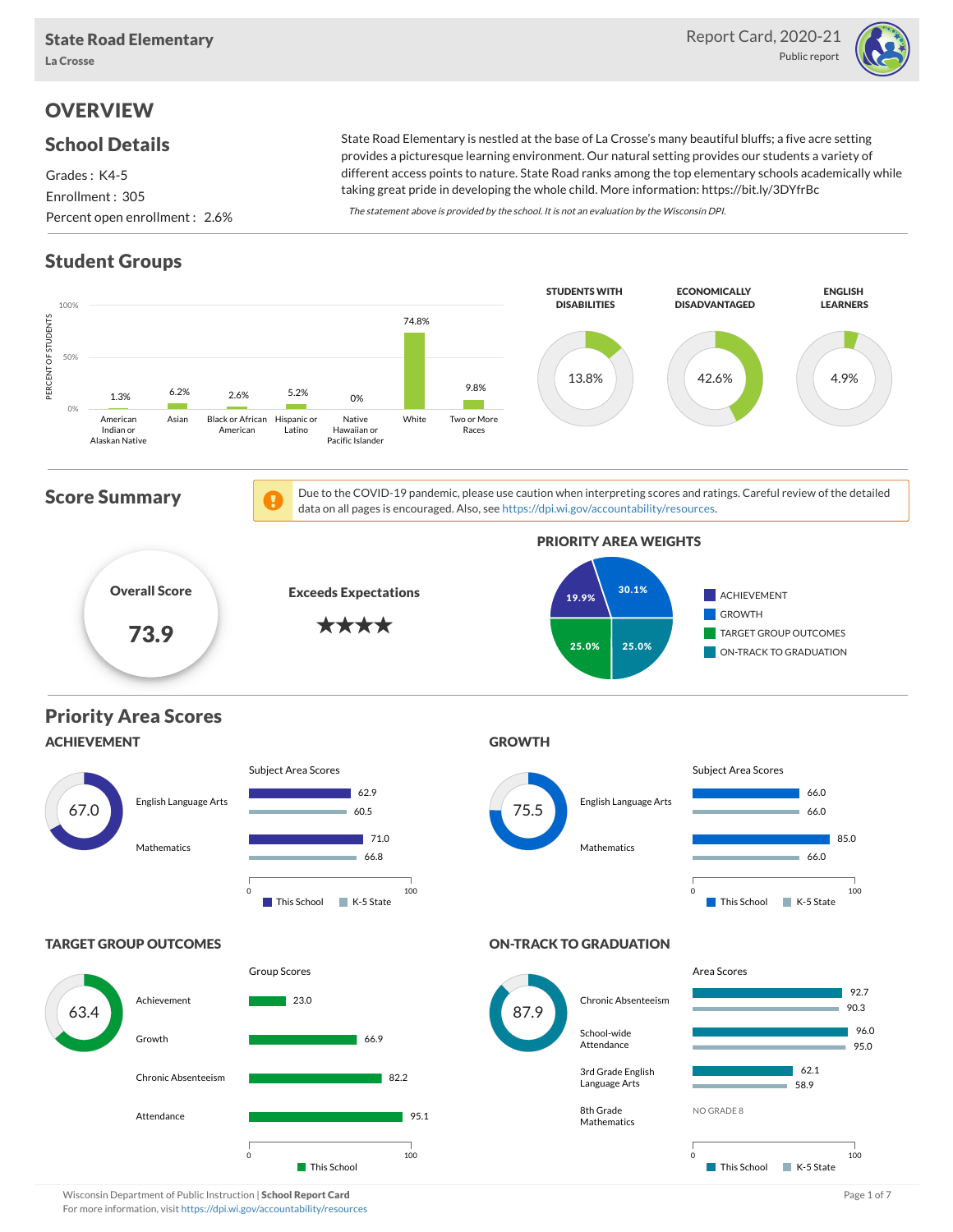**State Road Elementary**
La Crosse

Report Card, 2020-21
Public report

# OVERVIEW

## School Details

Grades : K4-5
Enrollment : 305
Percent open enrollment : 2.6%

State Road Elementary is nestled at the base of La Crosse's many beautiful bluffs; a five acre setting provides a picturesque learning environment. Our natural setting provides our students a variety of different access points to nature. State Road ranks among the top elementary schools academically while taking great pride in developing the whole child. More information: https://bit.ly/3DYfrBc

*The statement above is provided by the school. It is not an evaluation by the Wisconsin DPI.*

## Student Groups

| Group | Percent of Students |
|---|---|
| American Indian or Alaskan Native | 1.3% |
| Asian | 6.2% |
| Black or African American | 2.6% |
| Hispanic or Latino | 5.2% |
| Native Hawaiian or Pacific Islander | 0% |
| White | 74.8% |
| Two or More Races | 9.8% |

| Students with Disabilities | Economically Disadvantaged | English Learners |
|---|---|---|
| 13.8% | 42.6% | 4.9% |

## Score Summary

Due to the COVID-19 pandemic, please use caution when interpreting scores and ratings. Careful review of the detailed data on all pages is encouraged. Also, see https://dpi.wi.gov/accountability/resources.

**Overall Score:** 73.9

**Exceeds Expectations** ★★★★

### PRIORITY AREA WEIGHTS

| Priority Area | Weight |
|---|---|
| Achievement | 19.9% |
| Growth | 30.1% |
| Target Group Outcomes | 25.0% |
| On-Track to Graduation | 25.0% |

## Priority Area Scores

### ACHIEVEMENT

Score: 67.0

Subject Area Scores

| Subject | This School | K-5 State |
|---|---|---|
| English Language Arts | 62.9 | 60.5 |
| Mathematics | 71.0 | 66.8 |

### GROWTH

Score: 75.5

Subject Area Scores

| Subject | This School | K-5 State |
|---|---|---|
| English Language Arts | 66.0 | 66.0 |
| Mathematics | 85.0 | 66.0 |

### TARGET GROUP OUTCOMES

Score: 63.4

Group Scores

| Group | This School |
|---|---|
| Achievement | 23.0 |
| Growth | 66.9 |
| Chronic Absenteeism | 82.2 |
| Attendance | 95.1 |

### ON-TRACK TO GRADUATION

Score: 87.9

Area Scores

| Area | This School | K-5 State |
|---|---|---|
| Chronic Absenteeism | 92.7 | 90.3 |
| School-wide Attendance | 96.0 | 95.0 |
| 3rd Grade English Language Arts | 62.1 | 58.9 |
| 8th Grade Mathematics | NO GRADE 8 | |

Wisconsin Department of Public Instruction | **School Report Card**
For more information, visit https://dpi.wi.gov/accountability/resources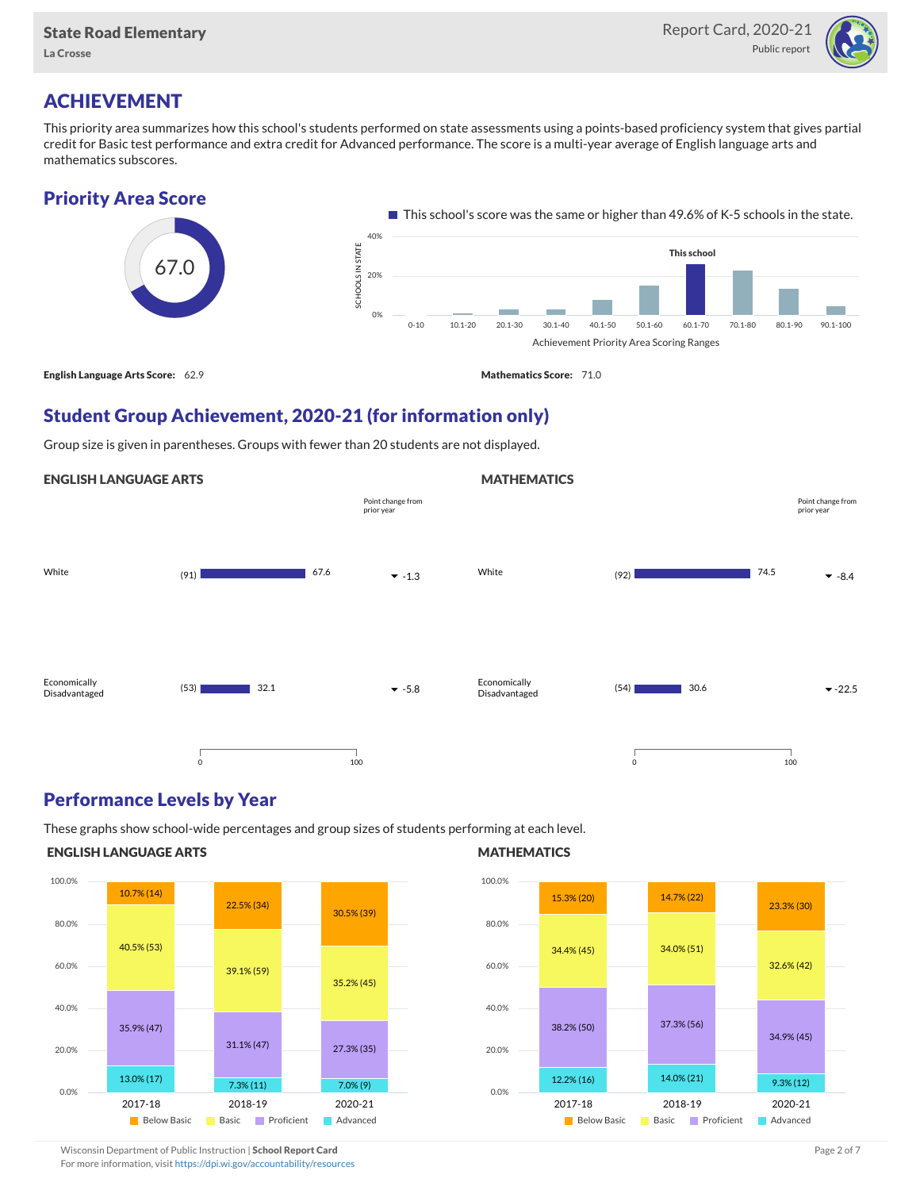# ACHIEVEMENT

This priority area summarizes how this school's students performed on state assessments using a points-based proficiency system that gives partial credit for Basic test performance and extra credit for Advanced performance. The score is a multi-year average of English language arts and mathematics subscores.

## Priority Area Score

67.0

This school's score was the same or higher than 49.6% of K-5 schools in the state.

**English Language Arts Score:** 62.9

**Mathematics Score:** 71.0

## Student Group Achievement, 2020-21 (for information only)

Group size is given in parentheses. Groups with fewer than 20 students are not displayed.

### ENGLISH LANGUAGE ARTS

| Group | Size | Score | Point change from prior year |
|---|---|---|---|
| White | (91) | 67.6 | -1.3 |
| Economically Disadvantaged | (53) | 32.1 | -5.8 |

### MATHEMATICS

| Group | Size | Score | Point change from prior year |
|---|---|---|---|
| White | (92) | 74.5 | -8.4 |
| Economically Disadvantaged | (54) | 30.6 | -22.5 |

## Performance Levels by Year

These graphs show school-wide percentages and group sizes of students performing at each level.

### ENGLISH LANGUAGE ARTS

| Level | 2017-18 | 2018-19 | 2020-21 |
|---|---|---|---|
| Below Basic | 10.7% (14) | 22.5% (34) | 30.5% (39) |
| Basic | 40.5% (53) | 39.1% (59) | 35.2% (45) |
| Proficient | 35.9% (47) | 31.1% (47) | 27.3% (35) |
| Advanced | 13.0% (17) | 7.3% (11) | 7.0% (9) |

### MATHEMATICS

| Level | 2017-18 | 2018-19 | 2020-21 |
|---|---|---|---|
| Below Basic | 15.3% (20) | 14.7% (22) | 23.3% (30) |
| Basic | 34.4% (45) | 34.0% (51) | 32.6% (42) |
| Proficient | 38.2% (50) | 37.3% (56) | 34.9% (45) |
| Advanced | 12.2% (16) | 14.0% (21) | 9.3% (12) |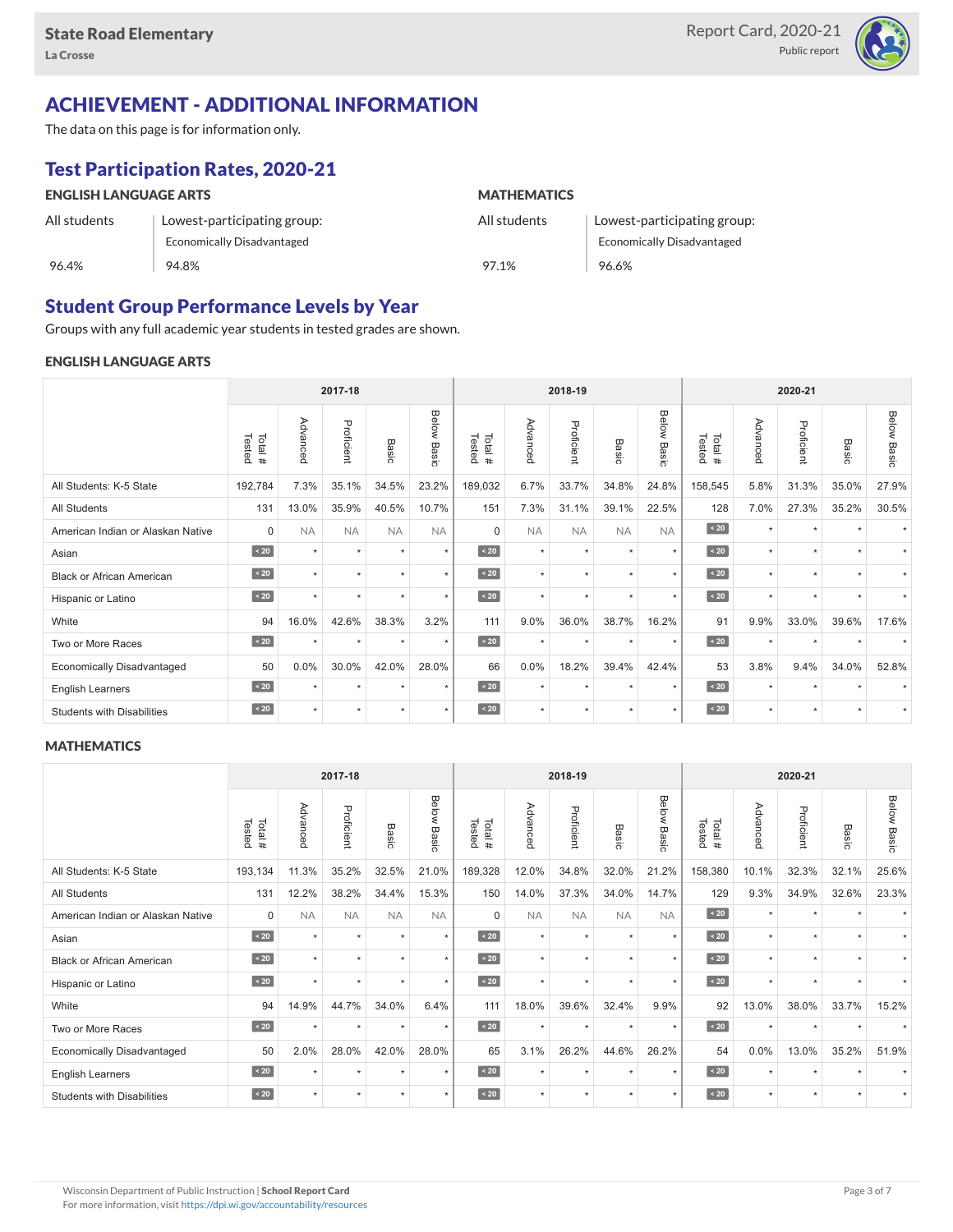## ACHIEVEMENT - ADDITIONAL INFORMATION

The data on this page is for information only.

### Test Participation Rates, 2020-21

**ENGLISH LANGUAGE ARTS**

| All students | Lowest-participating group: Economically Disadvantaged |
|---|---|
| 96.4% | 94.8% |

**MATHEMATICS**

| All students | Lowest-participating group: Economically Disadvantaged |
|---|---|
| 97.1% | 96.6% |

### Student Group Performance Levels by Year

Groups with any full academic year students in tested grades are shown.

**ENGLISH LANGUAGE ARTS**

| | 2017-18 | | | | | 2018-19 | | | | | 2020-21 | | | | |
|---|---|---|---|---|---|---|---|---|---|---|---|---|---|---|---|
| | Total # Tested | Advanced | Proficient | Basic | Below Basic | Total # Tested | Advanced | Proficient | Basic | Below Basic | Total # Tested | Advanced | Proficient | Basic | Below Basic |
| All Students: K-5 State | 192,784 | 7.3% | 35.1% | 34.5% | 23.2% | 189,032 | 6.7% | 33.7% | 34.8% | 24.8% | 158,545 | 5.8% | 31.3% | 35.0% | 27.9% |
| All Students | 131 | 13.0% | 35.9% | 40.5% | 10.7% | 151 | 7.3% | 31.1% | 39.1% | 22.5% | 128 | 7.0% | 27.3% | 35.2% | 30.5% |
| American Indian or Alaskan Native | 0 | NA | NA | NA | NA | 0 | NA | NA | NA | NA | < 20 | * | * | * | * |
| Asian | < 20 | * | * | * | * | < 20 | * | * | * | * | < 20 | * | * | * | * |
| Black or African American | < 20 | * | * | * | * | < 20 | * | * | * | * | < 20 | * | * | * | * |
| Hispanic or Latino | < 20 | * | * | * | * | < 20 | * | * | * | * | < 20 | * | * | * | * |
| White | 94 | 16.0% | 42.6% | 38.3% | 3.2% | 111 | 9.0% | 36.0% | 38.7% | 16.2% | 91 | 9.9% | 33.0% | 39.6% | 17.6% |
| Two or More Races | < 20 | * | * | * | * | < 20 | * | * | * | * | < 20 | * | * | * | * |
| Economically Disadvantaged | 50 | 0.0% | 30.0% | 42.0% | 28.0% | 66 | 0.0% | 18.2% | 39.4% | 42.4% | 53 | 3.8% | 9.4% | 34.0% | 52.8% |
| English Learners | < 20 | * | * | * | * | < 20 | * | * | * | * | < 20 | * | * | * | * |
| Students with Disabilities | < 20 | * | * | * | * | < 20 | * | * | * | * | < 20 | * | * | * | * |

**MATHEMATICS**

| | 2017-18 | | | | | 2018-19 | | | | | 2020-21 | | | | |
|---|---|---|---|---|---|---|---|---|---|---|---|---|---|---|---|
| | Total # Tested | Advanced | Proficient | Basic | Below Basic | Total # Tested | Advanced | Proficient | Basic | Below Basic | Total # Tested | Advanced | Proficient | Basic | Below Basic |
| All Students: K-5 State | 193,134 | 11.3% | 35.2% | 32.5% | 21.0% | 189,328 | 12.0% | 34.8% | 32.0% | 21.2% | 158,380 | 10.1% | 32.3% | 32.1% | 25.6% |
| All Students | 131 | 12.2% | 38.2% | 34.4% | 15.3% | 150 | 14.0% | 37.3% | 34.0% | 14.7% | 129 | 9.3% | 34.9% | 32.6% | 23.3% |
| American Indian or Alaskan Native | 0 | NA | NA | NA | NA | 0 | NA | NA | NA | NA | < 20 | * | * | * | * |
| Asian | < 20 | * | * | * | * | < 20 | * | * | * | * | < 20 | * | * | * | * |
| Black or African American | < 20 | * | * | * | * | < 20 | * | * | * | * | < 20 | * | * | * | * |
| Hispanic or Latino | < 20 | * | * | * | * | < 20 | * | * | * | * | < 20 | * | * | * | * |
| White | 94 | 14.9% | 44.7% | 34.0% | 6.4% | 111 | 18.0% | 39.6% | 32.4% | 9.9% | 92 | 13.0% | 38.0% | 33.7% | 15.2% |
| Two or More Races | < 20 | * | * | * | * | < 20 | * | * | * | * | < 20 | * | * | * | * |
| Economically Disadvantaged | 50 | 2.0% | 28.0% | 42.0% | 28.0% | 65 | 3.1% | 26.2% | 44.6% | 26.2% | 54 | 0.0% | 13.0% | 35.2% | 51.9% |
| English Learners | < 20 | * | * | * | * | < 20 | * | * | * | * | < 20 | * | * | * | * |
| Students with Disabilities | < 20 | * | * | * | * | < 20 | * | * | * | * | < 20 | * | * | * | * |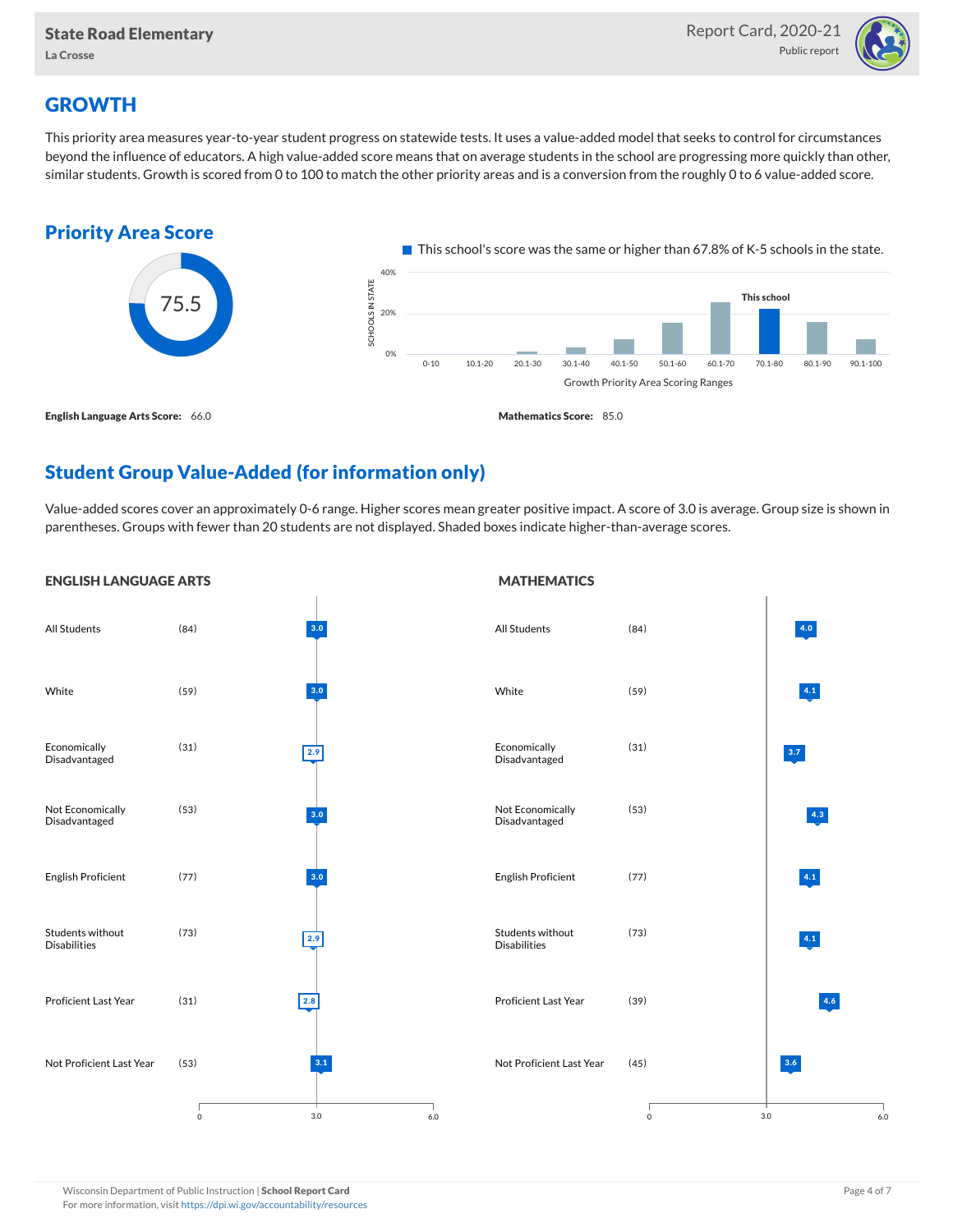## GROWTH

This priority area measures year-to-year student progress on statewide tests. It uses a value-added model that seeks to control for circumstances beyond the influence of educators. A high value-added score means that on average students in the school are progressing more quickly than other, similar students. Growth is scored from 0 to 100 to match the other priority areas and is a conversion from the roughly 0 to 6 value-added score.

### Priority Area Score

75.5

This school's score was the same or higher than 67.8% of K-5 schools in the state.

| Growth Priority Area Scoring Ranges | 0-10 | 10.1-20 | 20.1-30 | 30.1-40 | 40.1-50 | 50.1-60 | 60.1-70 | 70.1-80 (This school) | 80.1-90 | 90.1-100 |
|---|---|---|---|---|---|---|---|---|---|---|

**English Language Arts Score:** 66.0

**Mathematics Score:** 85.0

### Student Group Value-Added (for information only)

Value-added scores cover an approximately 0-6 range. Higher scores mean greater positive impact. A score of 3.0 is average. Group size is shown in parentheses. Groups with fewer than 20 students are not displayed. Shaded boxes indicate higher-than-average scores.

**ENGLISH LANGUAGE ARTS**

| Group | Size | Value-Added |
|---|---|---|
| All Students | (84) | 3.0 |
| White | (59) | 3.0 |
| Economically Disadvantaged | (31) | 2.9 |
| Not Economically Disadvantaged | (53) | 3.0 |
| English Proficient | (77) | 3.0 |
| Students without Disabilities | (73) | 2.9 |
| Proficient Last Year | (31) | 2.8 |
| Not Proficient Last Year | (53) | 3.1 |

**MATHEMATICS**

| Group | Size | Value-Added |
|---|---|---|
| All Students | (84) | 4.0 |
| White | (59) | 4.1 |
| Economically Disadvantaged | (31) | 3.7 |
| Not Economically Disadvantaged | (53) | 4.3 |
| English Proficient | (77) | 4.1 |
| Students without Disabilities | (73) | 4.1 |
| Proficient Last Year | (39) | 4.6 |
| Not Proficient Last Year | (45) | 3.6 |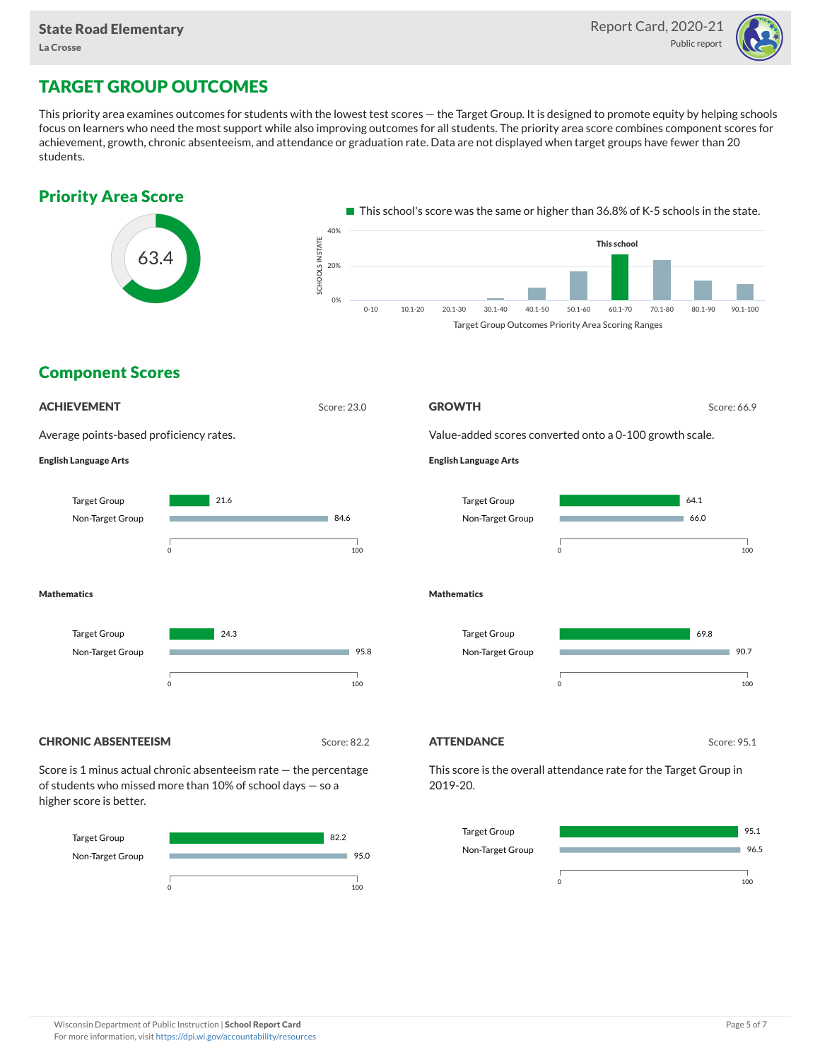# TARGET GROUP OUTCOMES

This priority area examines outcomes for students with the lowest test scores — the Target Group. It is designed to promote equity by helping schools focus on learners who need the most support while also improving outcomes for all students. The priority area score combines component scores for achievement, growth, chronic absenteeism, and attendance or graduation rate. Data are not displayed when target groups have fewer than 20 students.

## Priority Area Score

63.4

This school's score was the same or higher than 36.8% of K-5 schools in the state.

Target Group Outcomes Priority Area Scoring Ranges: 0-10, 10.1-20, 20.1-30, 30.1-40, 40.1-50, 50.1-60, 60.1-70 (This school), 70.1-80, 80.1-90, 90.1-100

## Component Scores

### ACHIEVEMENT

Score: 23.0

Average points-based proficiency rates.

**English Language Arts**

| | |
|---|---|
| Target Group | 21.6 |
| Non-Target Group | 84.6 |

**Mathematics**

| | |
|---|---|
| Target Group | 24.3 |
| Non-Target Group | 95.8 |

### GROWTH

Score: 66.9

Value-added scores converted onto a 0-100 growth scale.

**English Language Arts**

| | |
|---|---|
| Target Group | 64.1 |
| Non-Target Group | 66.0 |

**Mathematics**

| | |
|---|---|
| Target Group | 69.8 |
| Non-Target Group | 90.7 |

### CHRONIC ABSENTEEISM

Score: 82.2

Score is 1 minus actual chronic absenteeism rate — the percentage of students who missed more than 10% of school days — so a higher score is better.

| | |
|---|---|
| Target Group | 82.2 |
| Non-Target Group | 95.0 |

### ATTENDANCE

Score: 95.1

This score is the overall attendance rate for the Target Group in 2019-20.

| | |
|---|---|
| Target Group | 95.1 |
| Non-Target Group | 96.5 |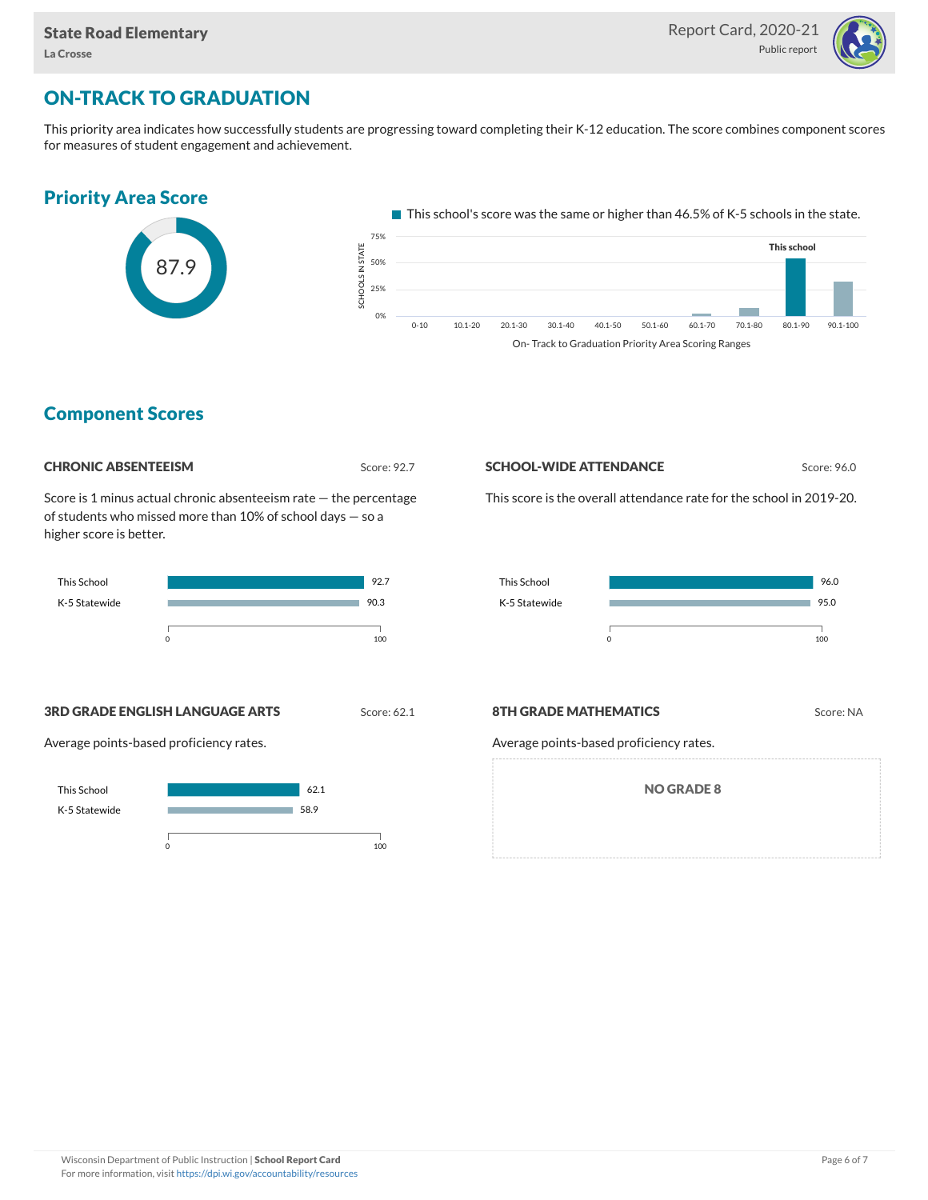## ON-TRACK TO GRADUATION

This priority area indicates how successfully students are progressing toward completing their K-12 education. The score combines component scores for measures of student engagement and achievement.

### Priority Area Score

87.9

This school's score was the same or higher than 46.5% of K-5 schools in the state.

On- Track to Graduation Priority Area Scoring Ranges

### Component Scores

#### CHRONIC ABSENTEEISM

Score: 92.7

Score is 1 minus actual chronic absenteeism rate — the percentage of students who missed more than 10% of school days — so a higher score is better.

| | Score |
|---|---|
| This School | 92.7 |
| K-5 Statewide | 90.3 |

#### SCHOOL-WIDE ATTENDANCE

Score: 96.0

This score is the overall attendance rate for the school in 2019-20.

| | Score |
|---|---|
| This School | 96.0 |
| K-5 Statewide | 95.0 |

#### 3RD GRADE ENGLISH LANGUAGE ARTS

Score: 62.1

Average points-based proficiency rates.

| | Score |
|---|---|
| This School | 62.1 |
| K-5 Statewide | 58.9 |

#### 8TH GRADE MATHEMATICS

Score: NA

Average points-based proficiency rates.

NO GRADE 8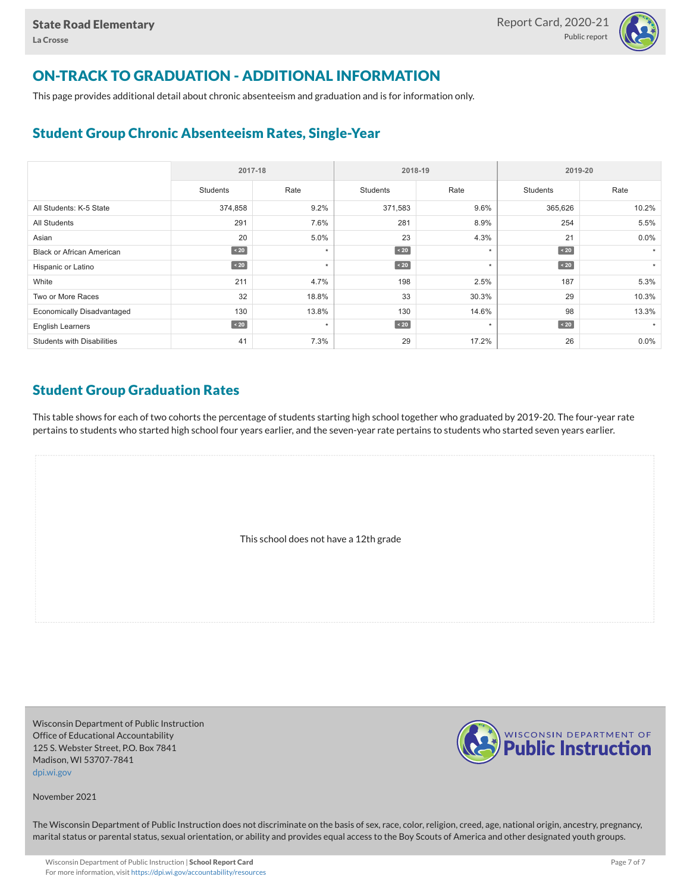## ON-TRACK TO GRADUATION - ADDITIONAL INFORMATION

This page provides additional detail about chronic absenteeism and graduation and is for information only.

### Student Group Chronic Absenteeism Rates, Single-Year

| | 2017-18 | | 2018-19 | | 2019-20 | |
|---|---|---|---|---|---|---|
| | Students | Rate | Students | Rate | Students | Rate |
| All Students: K-5 State | 374,858 | 9.2% | 371,583 | 9.6% | 365,626 | 10.2% |
| All Students | 291 | 7.6% | 281 | 8.9% | 254 | 5.5% |
| Asian | 20 | 5.0% | 23 | 4.3% | 21 | 0.0% |
| Black or African American | < 20 | * | < 20 | * | < 20 | * |
| Hispanic or Latino | < 20 | * | < 20 | * | < 20 | * |
| White | 211 | 4.7% | 198 | 2.5% | 187 | 5.3% |
| Two or More Races | 32 | 18.8% | 33 | 30.3% | 29 | 10.3% |
| Economically Disadvantaged | 130 | 13.8% | 130 | 14.6% | 98 | 13.3% |
| English Learners | < 20 | * | < 20 | * | < 20 | * |
| Students with Disabilities | 41 | 7.3% | 29 | 17.2% | 26 | 0.0% |

### Student Group Graduation Rates

This table shows for each of two cohorts the percentage of students starting high school together who graduated by 2019-20. The four-year rate pertains to students who started high school four years earlier, and the seven-year rate pertains to students who started seven years earlier.

This school does not have a 12th grade

Wisconsin Department of Public Instruction
Office of Educational Accountability
125 S. Webster Street, P.O. Box 7841
Madison, WI 53707-7841
dpi.wi.gov

November 2021

The Wisconsin Department of Public Instruction does not discriminate on the basis of sex, race, color, religion, creed, age, national origin, ancestry, pregnancy, marital status or parental status, sexual orientation, or ability and provides equal access to the Boy Scouts of America and other designated youth groups.